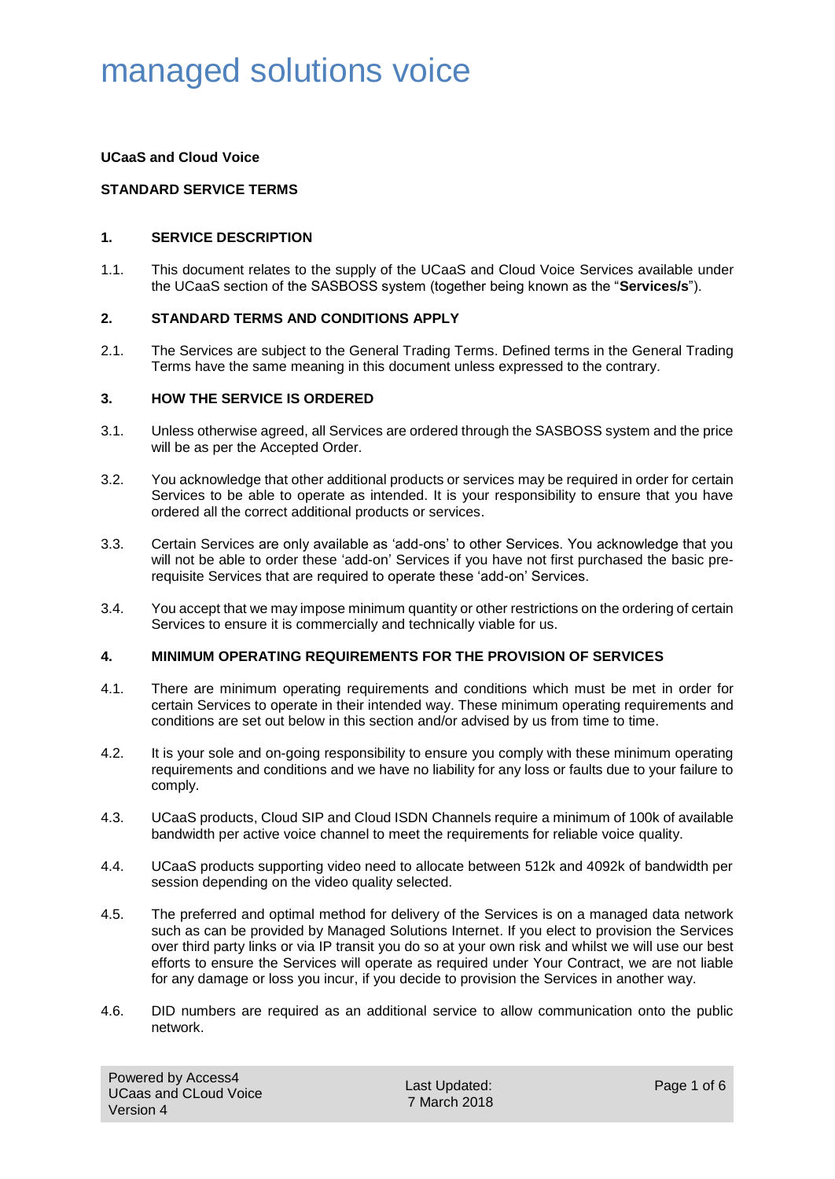# managed solutions voice

**UCaaS and Cloud Voice**

**STANDARD SERVICE TERMS**

## 1. SERVICE DESCRIPTION

1.1. This document relates to the supply of the UCaaS and Cloud Voice Services available under the UCaaS section of the SASBOSS system (together being known as the "**Services/s**").

## 2. STANDARD TERMS AND CONDITIONS APPLY

2.1. The Services are subject to the General Trading Terms. Defined terms in the General Trading Terms have the same meaning in this document unless expressed to the contrary.

## 3. HOW THE SERVICE IS ORDERED

3.1. Unless otherwise agreed, all Services are ordered through the SASBOSS system and the price will be as per the Accepted Order.

3.2. You acknowledge that other additional products or services may be required in order for certain Services to be able to operate as intended. It is your responsibility to ensure that you have ordered all the correct additional products or services.

3.3. Certain Services are only available as 'add-ons' to other Services. You acknowledge that you will not be able to order these 'add-on' Services if you have not first purchased the basic pre-requisite Services that are required to operate these 'add-on' Services.

3.4. You accept that we may impose minimum quantity or other restrictions on the ordering of certain Services to ensure it is commercially and technically viable for us.

## 4. MINIMUM OPERATING REQUIREMENTS FOR THE PROVISION OF SERVICES

4.1. There are minimum operating requirements and conditions which must be met in order for certain Services to operate in their intended way. These minimum operating requirements and conditions are set out below in this section and/or advised by us from time to time.

4.2. It is your sole and on-going responsibility to ensure you comply with these minimum operating requirements and conditions and we have no liability for any loss or faults due to your failure to comply.

4.3. UCaaS products, Cloud SIP and Cloud ISDN Channels require a minimum of 100k of available bandwidth per active voice channel to meet the requirements for reliable voice quality.

4.4. UCaaS products supporting video need to allocate between 512k and 4092k of bandwidth per session depending on the video quality selected.

4.5. The preferred and optimal method for delivery of the Services is on a managed data network such as can be provided by Managed Solutions Internet. If you elect to provision the Services over third party links or via IP transit you do so at your own risk and whilst we will use our best efforts to ensure the Services will operate as required under Your Contract, we are not liable for any damage or loss you incur, if you decide to provision the Services in another way.

4.6. DID numbers are required as an additional service to allow communication onto the public network.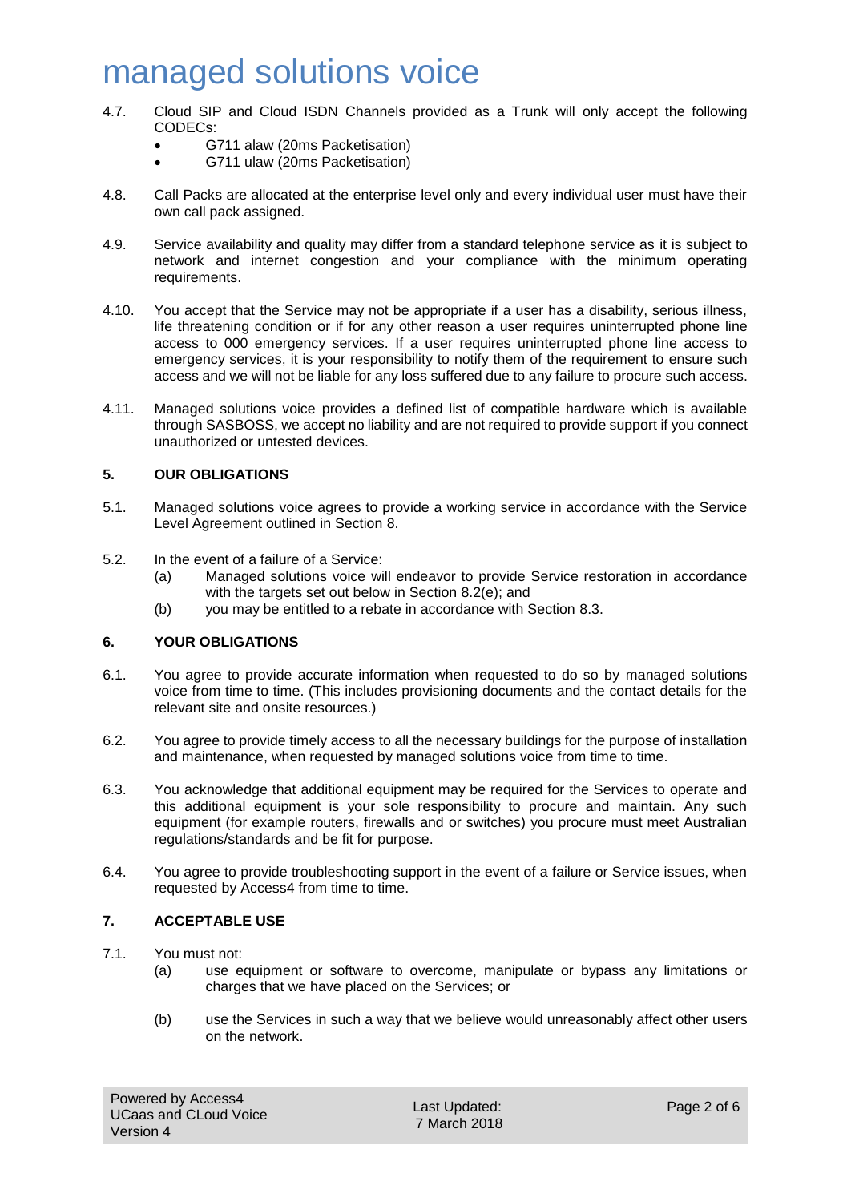4.7. Cloud SIP and Cloud ISDN Channels provided as a Trunk will only accept the following CODECs:

- G711 alaw (20ms Packetisation)
- G711 ulaw (20ms Packetisation)

4.8. Call Packs are allocated at the enterprise level only and every individual user must have their own call pack assigned.

4.9. Service availability and quality may differ from a standard telephone service as it is subject to network and internet congestion and your compliance with the minimum operating requirements.

4.10. You accept that the Service may not be appropriate if a user has a disability, serious illness, life threatening condition or if for any other reason a user requires uninterrupted phone line access to 000 emergency services. If a user requires uninterrupted phone line access to emergency services, it is your responsibility to notify them of the requirement to ensure such access and we will not be liable for any loss suffered due to any failure to procure such access.

4.11. Managed solutions voice provides a defined list of compatible hardware which is available through SASBOSS, we accept no liability and are not required to provide support if you connect unauthorized or untested devices.

## 5. OUR OBLIGATIONS

5.1. Managed solutions voice agrees to provide a working service in accordance with the Service Level Agreement outlined in Section 8.

5.2. In the event of a failure of a Service:

(a) Managed solutions voice will endeavor to provide Service restoration in accordance with the targets set out below in Section 8.2(e); and

(b) you may be entitled to a rebate in accordance with Section 8.3.

## 6. YOUR OBLIGATIONS

6.1. You agree to provide accurate information when requested to do so by managed solutions voice from time to time. (This includes provisioning documents and the contact details for the relevant site and onsite resources.)

6.2. You agree to provide timely access to all the necessary buildings for the purpose of installation and maintenance, when requested by managed solutions voice from time to time.

6.3. You acknowledge that additional equipment may be required for the Services to operate and this additional equipment is your sole responsibility to procure and maintain. Any such equipment (for example routers, firewalls and or switches) you procure must meet Australian regulations/standards and be fit for purpose.

6.4. You agree to provide troubleshooting support in the event of a failure or Service issues, when requested by Access4 from time to time.

## 7. ACCEPTABLE USE

7.1. You must not:

(a) use equipment or software to overcome, manipulate or bypass any limitations or charges that we have placed on the Services; or

(b) use the Services in such a way that we believe would unreasonably affect other users on the network.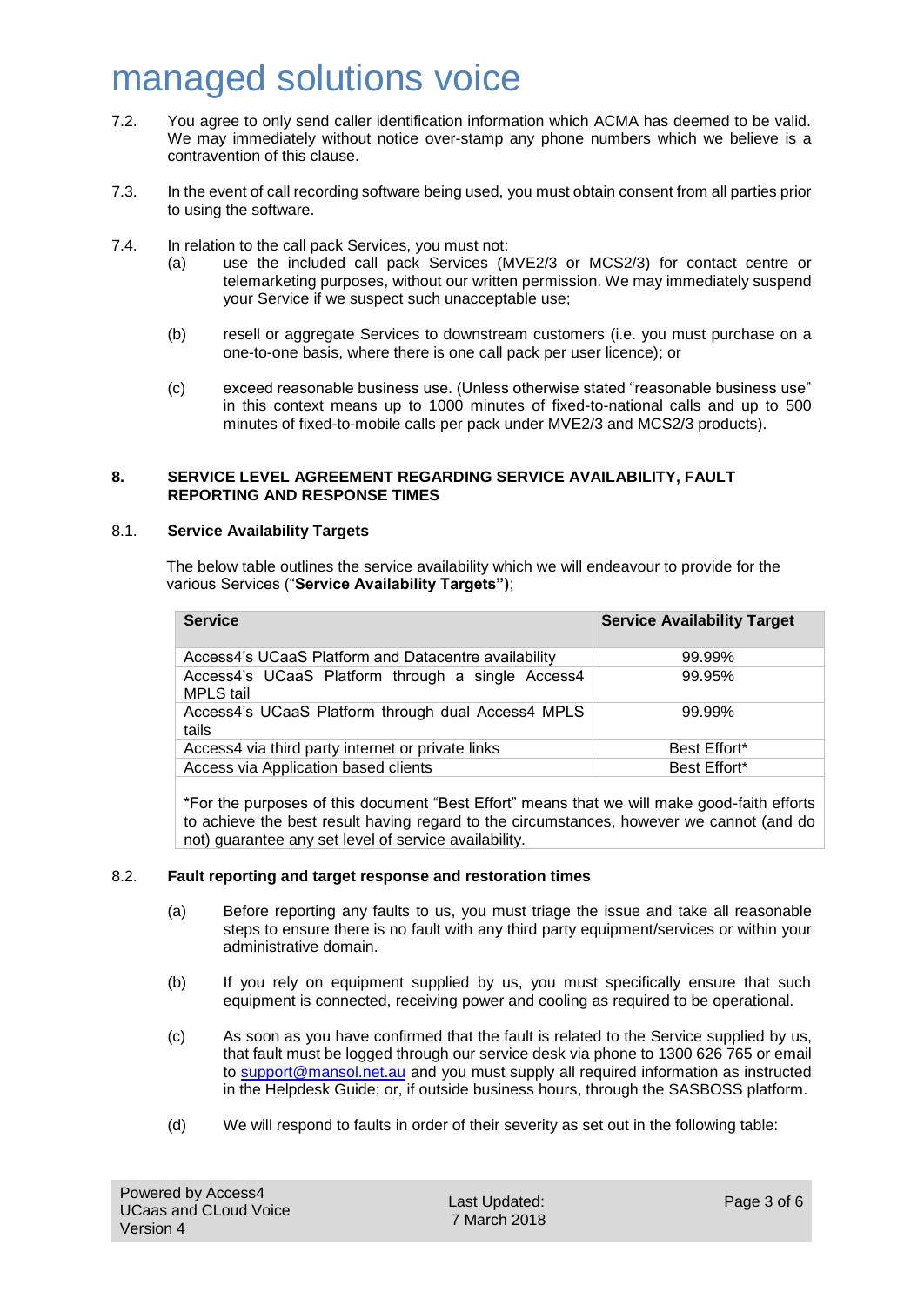7.2. You agree to only send caller identification information which ACMA has deemed to be valid. We may immediately without notice over-stamp any phone numbers which we believe is a contravention of this clause.

7.3. In the event of call recording software being used, you must obtain consent from all parties prior to using the software.

7.4. In relation to the call pack Services, you must not:

(a) use the included call pack Services (MVE2/3 or MCS2/3) for contact centre or telemarketing purposes, without our written permission. We may immediately suspend your Service if we suspect such unacceptable use;

(b) resell or aggregate Services to downstream customers (i.e. you must purchase on a one-to-one basis, where there is one call pack per user licence); or

(c) exceed reasonable business use. (Unless otherwise stated "reasonable business use" in this context means up to 1000 minutes of fixed-to-national calls and up to 500 minutes of fixed-to-mobile calls per pack under MVE2/3 and MCS2/3 products).

## 8. SERVICE LEVEL AGREEMENT REGARDING SERVICE AVAILABILITY, FAULT REPORTING AND RESPONSE TIMES

### 8.1. Service Availability Targets

The below table outlines the service availability which we will endeavour to provide for the various Services ("**Service Availability Targets")**;

| Service | Service Availability Target |
|---|---|
| Access4's UCaaS Platform and Datacentre availability | 99.99% |
| Access4's UCaaS Platform through a single Access4 MPLS tail | 99.95% |
| Access4's UCaaS Platform through dual Access4 MPLS tails | 99.99% |
| Access4 via third party internet or private links | Best Effort* |
| Access via Application based clients | Best Effort* |

*For the purposes of this document "Best Effort" means that we will make good-faith efforts to achieve the best result having regard to the circumstances, however we cannot (and do not) guarantee any set level of service availability.

### 8.2. Fault reporting and target response and restoration times

(a) Before reporting any faults to us, you must triage the issue and take all reasonable steps to ensure there is no fault with any third party equipment/services or within your administrative domain.

(b) If you rely on equipment supplied by us, you must specifically ensure that such equipment is connected, receiving power and cooling as required to be operational.

(c) As soon as you have confirmed that the fault is related to the Service supplied by us, that fault must be logged through our service desk via phone to 1300 626 765 or email to support@mansol.net.au and you must supply all required information as instructed in the Helpdesk Guide; or, if outside business hours, through the SASBOSS platform.

(d) We will respond to faults in order of their severity as set out in the following table: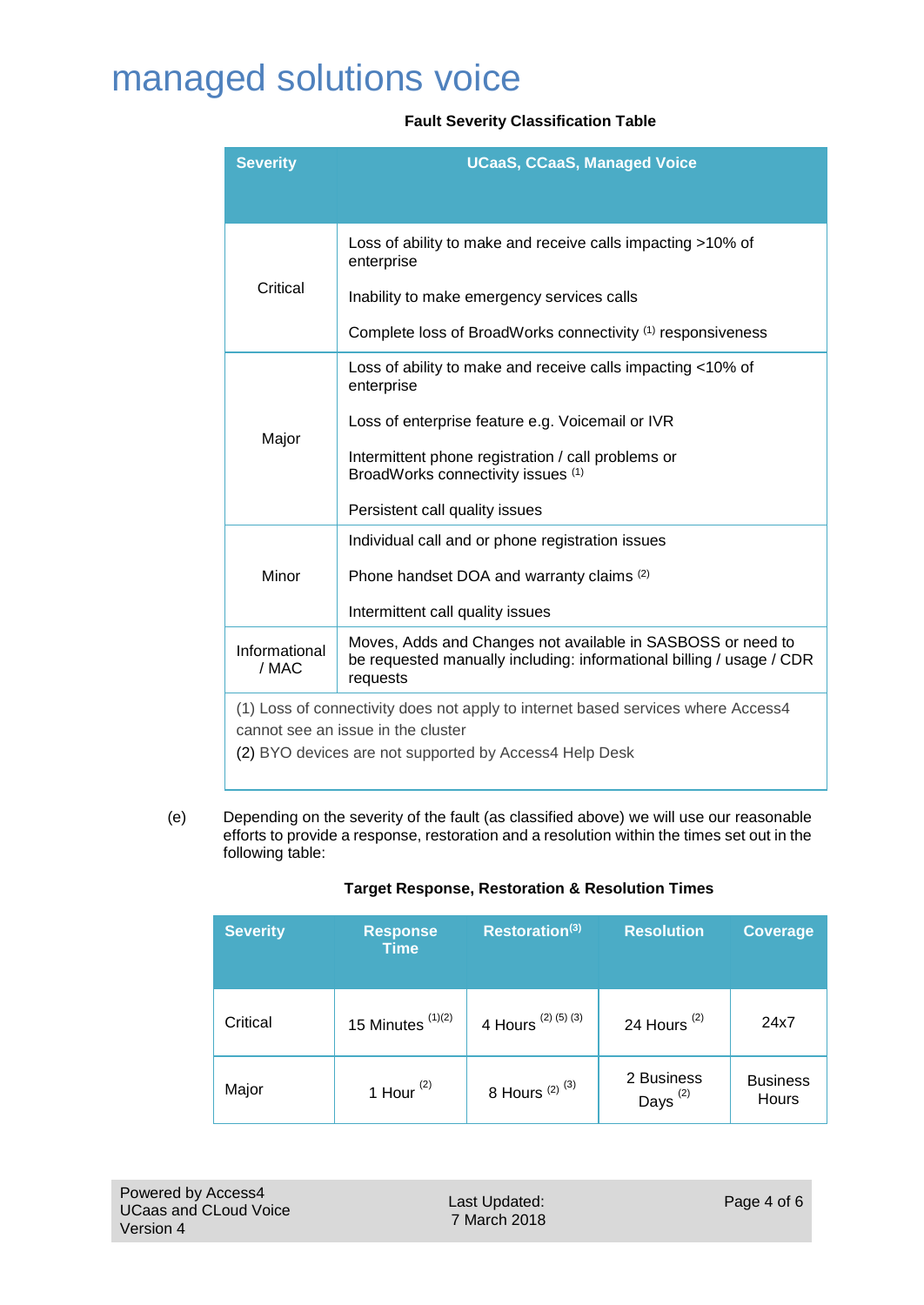# managed solutions voice

**Fault Severity Classification Table**

| Severity | UCaaS, CCaaS, Managed Voice |
|---|---|
| Critical | Loss of ability to make and receive calls impacting >10% of enterprise<br><br>Inability to make emergency services calls<br><br>Complete loss of BroadWorks connectivity [1] responsiveness |
| Major | Loss of ability to make and receive calls impacting <10% of enterprise<br><br>Loss of enterprise feature e.g. Voicemail or IVR<br><br>Intermittent phone registration / call problems or BroadWorks connectivity issues [1]<br><br>Persistent call quality issues |
| Minor | Individual call and or phone registration issues<br><br>Phone handset DOA and warranty claims [2]<br><br>Intermittent call quality issues |
| Informational / MAC | Moves, Adds and Changes not available in SASBOSS or need to be requested manually including: informational billing / usage / CDR requests |
| (1) Loss of connectivity does not apply to internet based services where Access4 cannot see an issue in the cluster<br>(2) BYO devices are not supported by Access4 Help Desk | |

(e) Depending on the severity of the fault (as classified above) we will use our reasonable efforts to provide a response, restoration and a resolution within the times set out in the following table:

**Target Response, Restoration & Resolution Times**

| Severity | Response Time | Restoration[3] | Resolution | Coverage |
|---|---|---|---|---|
| Critical | 15 Minutes [1][2] | 4 Hours [2] [5] [3] | 24 Hours [2] | 24x7 |
| Major | 1 Hour [2] | 8 Hours [2] [3] | 2 Business Days [2] | Business Hours |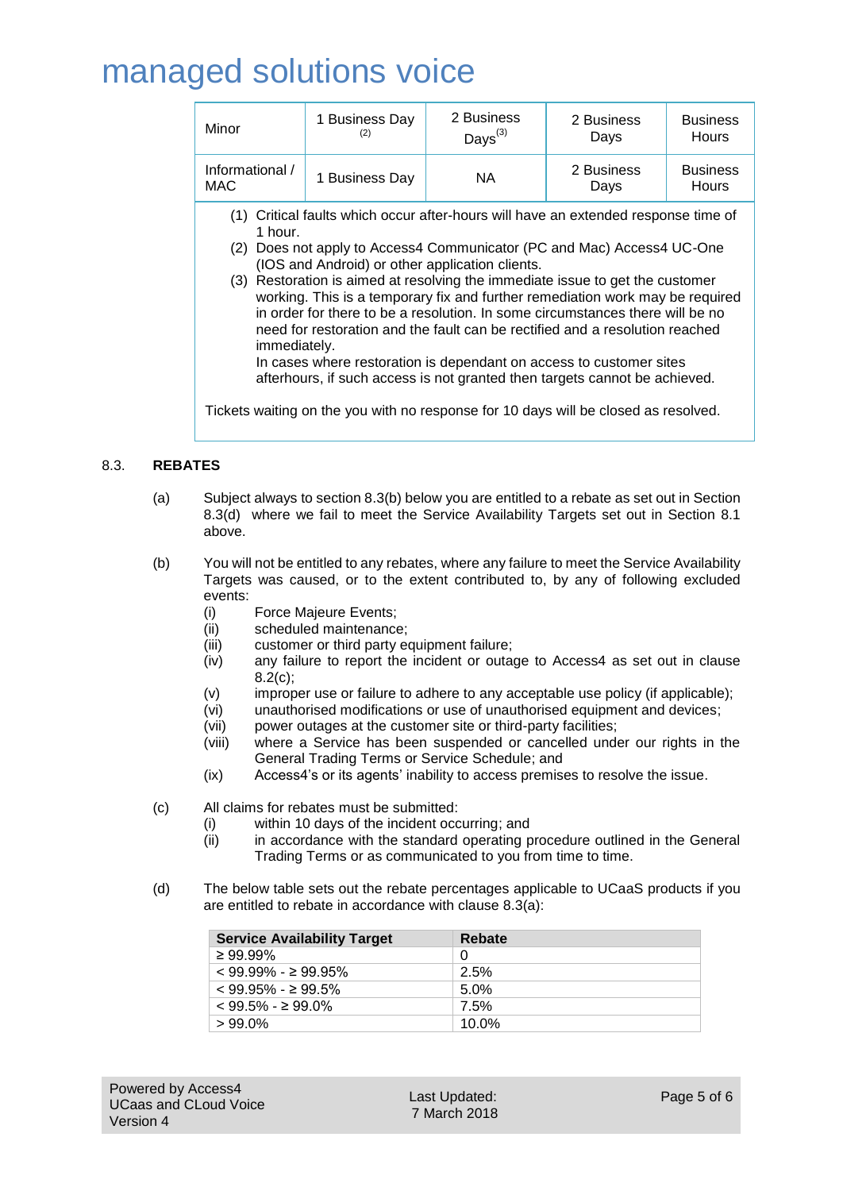| Minor | 1 Business Day [(2)] | 2 Business Days[(3)] | 2 Business Days | Business Hours |
|---|---|---|---|---|
| Informational / MAC | 1 Business Day | NA | 2 Business Days | Business Hours |

(1) Critical faults which occur after-hours will have an extended response time of 1 hour.
(2) Does not apply to Access4 Communicator (PC and Mac) Access4 UC-One (IOS and Android) or other application clients.
(3) Restoration is aimed at resolving the immediate issue to get the customer working. This is a temporary fix and further remediation work may be required in order for there to be a resolution. In some circumstances there will be no need for restoration and the fault can be rectified and a resolution reached immediately.
In cases where restoration is dependant on access to customer sites afterhours, if such access is not granted then targets cannot be achieved.

Tickets waiting on the you with no response for 10 days will be closed as resolved.

8.3. **REBATES**

(a) Subject always to section 8.3(b) below you are entitled to a rebate as set out in Section 8.3(d) where we fail to meet the Service Availability Targets set out in Section 8.1 above.

(b) You will not be entitled to any rebates, where any failure to meet the Service Availability Targets was caused, or to the extent contributed to, by any of following excluded events:
- (i) Force Majeure Events;
- (ii) scheduled maintenance;
- (iii) customer or third party equipment failure;
- (iv) any failure to report the incident or outage to Access4 as set out in clause 8.2(c);
- (v) improper use or failure to adhere to any acceptable use policy (if applicable);
- (vi) unauthorised modifications or use of unauthorised equipment and devices;
- (vii) power outages at the customer site or third-party facilities;
- (viii) where a Service has been suspended or cancelled under our rights in the General Trading Terms or Service Schedule; and
- (ix) Access4's or its agents' inability to access premises to resolve the issue.

(c) All claims for rebates must be submitted:
- (i) within 10 days of the incident occurring; and
- (ii) in accordance with the standard operating procedure outlined in the General Trading Terms or as communicated to you from time to time.

(d) The below table sets out the rebate percentages applicable to UCaaS products if you are entitled to rebate in accordance with clause 8.3(a):

| Service Availability Target | Rebate |
|---|---|
| ≥ 99.99% | 0 |
| < 99.99% - ≥ 99.95% | 2.5% |
| < 99.95% - ≥ 99.5% | 5.0% |
| < 99.5% - ≥ 99.0% | 7.5% |
| > 99.0% | 10.0% |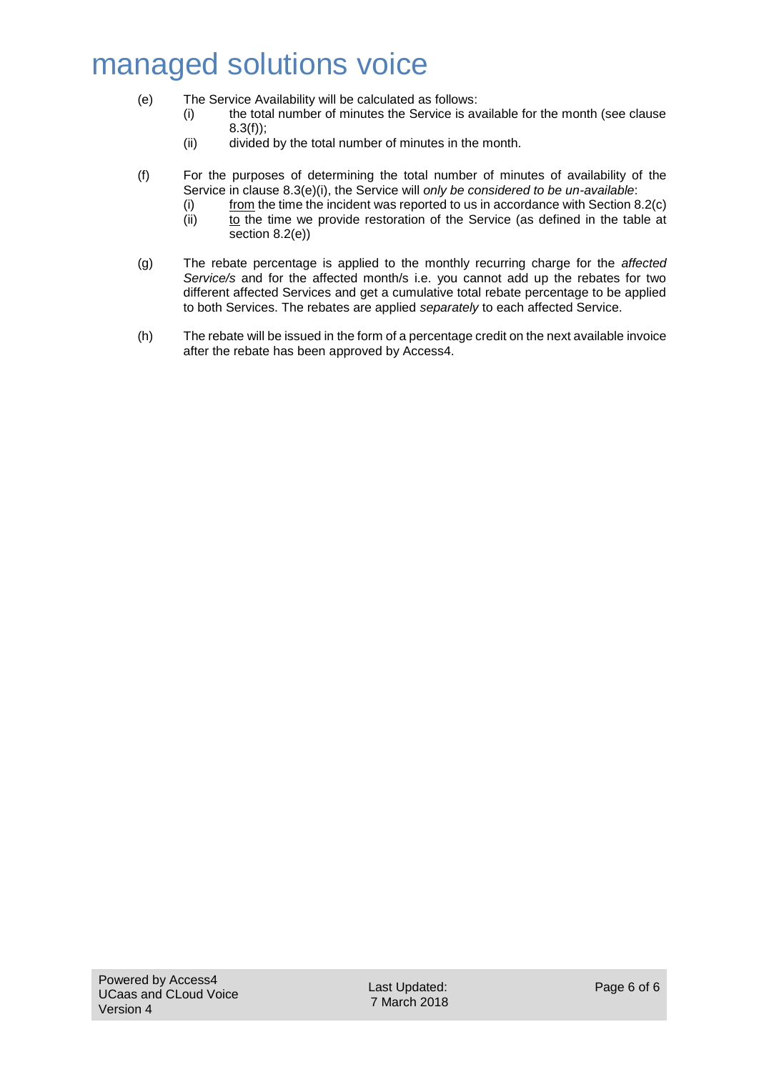(e) The Service Availability will be calculated as follows:
   (i) the total number of minutes the Service is available for the month (see clause 8.3(f));
   (ii) divided by the total number of minutes in the month.

(f) For the purposes of determining the total number of minutes of availability of the Service in clause 8.3(e)(i), the Service will *only be considered to be un-available*:
   (i) from the time the incident was reported to us in accordance with Section 8.2(c)
   (ii) to the time we provide restoration of the Service (as defined in the table at section 8.2(e))

(g) The rebate percentage is applied to the monthly recurring charge for the *affected Service/s* and for the affected month/s i.e. you cannot add up the rebates for two different affected Services and get a cumulative total rebate percentage to be applied to both Services. The rebates are applied *separately* to each affected Service.

(h) The rebate will be issued in the form of a percentage credit on the next available invoice after the rebate has been approved by Access4.